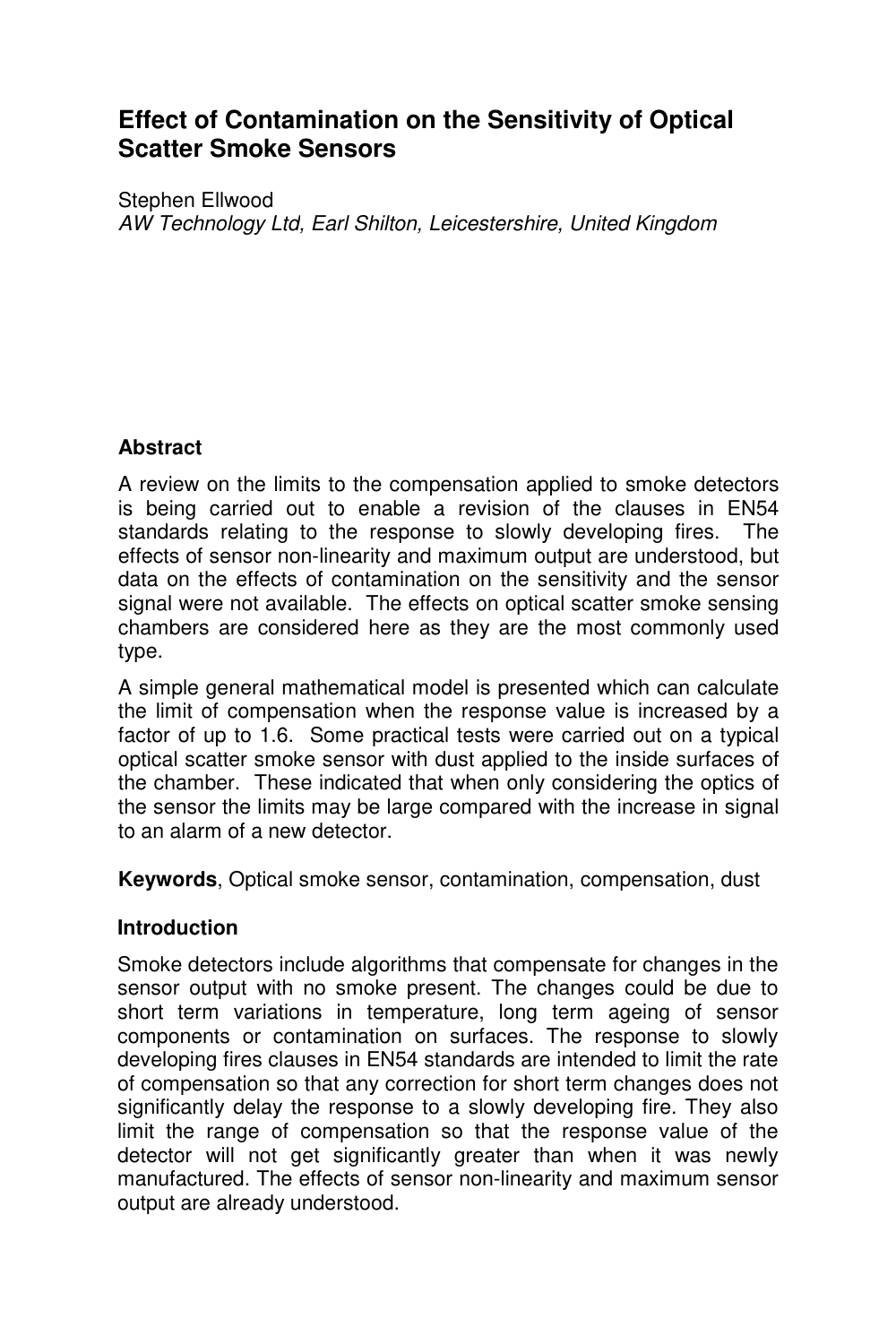# Effect of Contamination on the Sensitivity of Optical Scatter Smoke Sensors

Stephen Ellwood

*AW Technology Ltd, Earl Shilton, Leicestershire, United Kingdom*

## Abstract

A review on the limits to the compensation applied to smoke detectors is being carried out to enable a revision of the clauses in EN54 standards relating to the response to slowly developing fires. The effects of sensor non-linearity and maximum output are understood, but data on the effects of contamination on the sensitivity and the sensor signal were not available. The effects on optical scatter smoke sensing chambers are considered here as they are the most commonly used type.

A simple general mathematical model is presented which can calculate the limit of compensation when the response value is increased by a factor of up to 1.6. Some practical tests were carried out on a typical optical scatter smoke sensor with dust applied to the inside surfaces of the chamber. These indicated that when only considering the optics of the sensor the limits may be large compared with the increase in signal to an alarm of a new detector.

**Keywords**, Optical smoke sensor, contamination, compensation, dust

## Introduction

Smoke detectors include algorithms that compensate for changes in the sensor output with no smoke present. The changes could be due to short term variations in temperature, long term ageing of sensor components or contamination on surfaces. The response to slowly developing fires clauses in EN54 standards are intended to limit the rate of compensation so that any correction for short term changes does not significantly delay the response to a slowly developing fire. They also limit the range of compensation so that the response value of the detector will not get significantly greater than when it was newly manufactured. The effects of sensor non-linearity and maximum sensor output are already understood.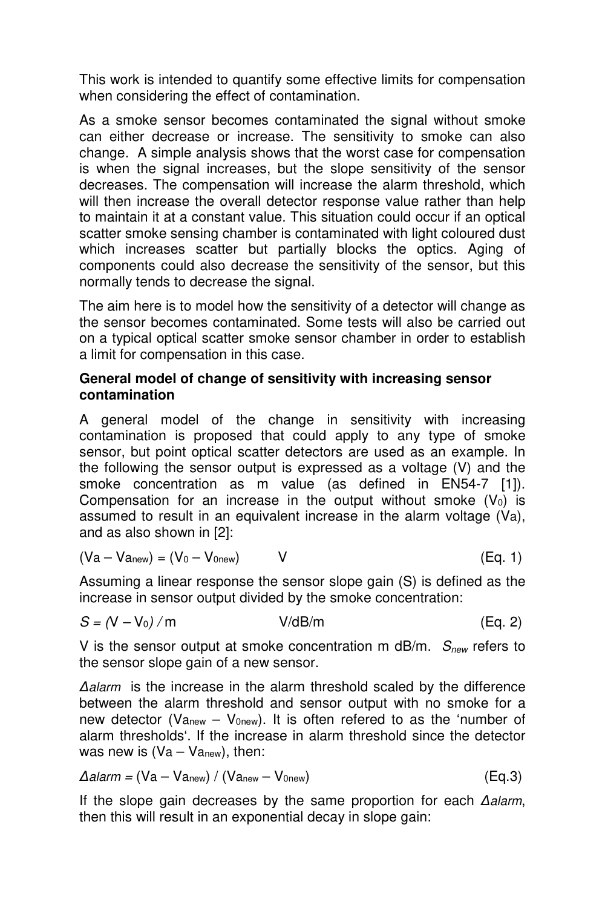This work is intended to quantify some effective limits for compensation when considering the effect of contamination.

As a smoke sensor becomes contaminated the signal without smoke can either decrease or increase. The sensitivity to smoke can also change. A simple analysis shows that the worst case for compensation is when the signal increases, but the slope sensitivity of the sensor decreases. The compensation will increase the alarm threshold, which will then increase the overall detector response value rather than help to maintain it at a constant value. This situation could occur if an optical scatter smoke sensing chamber is contaminated with light coloured dust which increases scatter but partially blocks the optics. Aging of components could also decrease the sensitivity of the sensor, but this normally tends to decrease the signal.

The aim here is to model how the sensitivity of a detector will change as the sensor becomes contaminated. Some tests will also be carried out on a typical optical scatter smoke sensor chamber in order to establish a limit for compensation in this case.

**General model of change of sensitivity with increasing sensor contamination**

A general model of the change in sensitivity with increasing contamination is proposed that could apply to any type of smoke sensor, but point optical scatter detectors are used as an example. In the following the sensor output is expressed as a voltage (V) and the smoke concentration as m value (as defined in EN54-7 [1]). Compensation for an increase in the output without smoke ($V_0$) is assumed to result in an equivalent increase in the alarm voltage ($Va$), and as also shown in [2]:

$$(Va - Va_{new}) = (V_0 - V_{0new}) \qquad \text{V} \qquad \text{(Eq. 1)}$$

Assuming a linear response the sensor slope gain (S) is defined as the increase in sensor output divided by the smoke concentration:

$$S = (V - V_0)\,/\,m \qquad \text{V/dB/m} \qquad \text{(Eq. 2)}$$

V is the sensor output at smoke concentration m dB/m. $S_{new}$ refers to the sensor slope gain of a new sensor.

$\Delta alarm$ is the increase in the alarm threshold scaled by the difference between the alarm threshold and sensor output with no smoke for a new detector ($Va_{new} - V_{0new}$). It is often refered to as the 'number of alarm thresholds'. If the increase in alarm threshold since the detector was new is ($Va - Va_{new}$), then:

$$\Delta alarm = (Va - Va_{new}) \,/\, (Va_{new} - V_{0new}) \qquad \text{(Eq.3)}$$

If the slope gain decreases by the same proportion for each $\Delta alarm$, then this will result in an exponential decay in slope gain: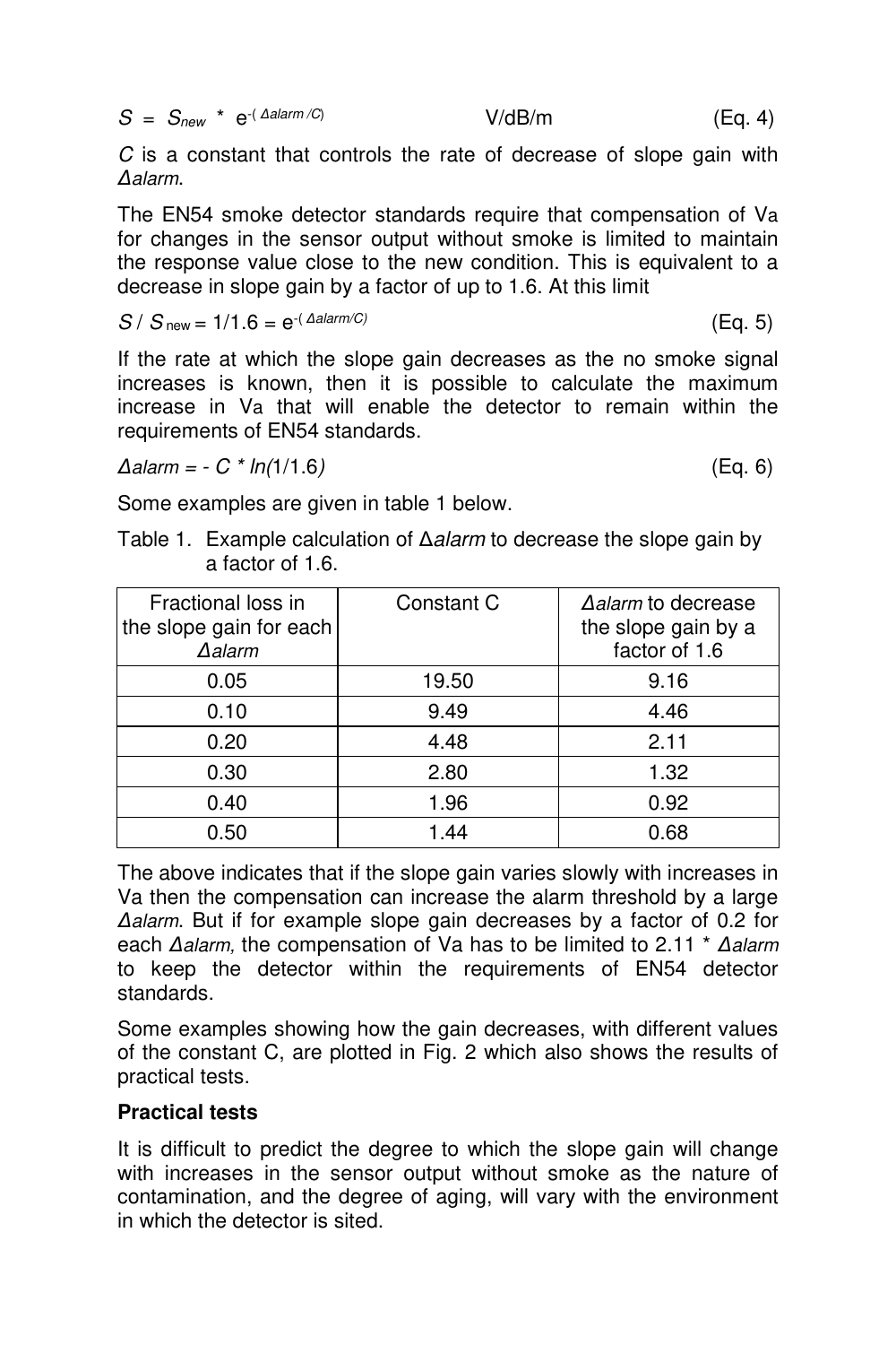$$S = S_{new} * e^{-(\Delta alarm/C)} \quad \text{V/dB/m} \quad \text{(Eq. 4)}$$

$C$ is a constant that controls the rate of decrease of slope gain with $\Delta alarm$.

The EN54 smoke detector standards require that compensation of $V_a$ for changes in the sensor output without smoke is limited to maintain the response value close to the new condition. This is equivalent to a decrease in slope gain by a factor of up to 1.6. At this limit

$$S / S_{new} = 1/1.6 = e^{-(\Delta alarm/C)} \quad \text{(Eq. 5)}$$

If the rate at which the slope gain decreases as the no smoke signal increases is known, then it is possible to calculate the maximum increase in $V_a$ that will enable the detector to remain within the requirements of EN54 standards.

$$\Delta alarm = - C * ln(1/1.6) \quad \text{(Eq. 6)}$$

Some examples are given in table 1 below.

Table 1. Example calculation of $\Delta alarm$ to decrease the slope gain by a factor of 1.6.

| Fractional loss in the slope gain for each $\Delta alarm$ | Constant C | $\Delta alarm$ to decrease the slope gain by a factor of 1.6 |
|---|---|---|
| 0.05 | 19.50 | 9.16 |
| 0.10 | 9.49 | 4.46 |
| 0.20 | 4.48 | 2.11 |
| 0.30 | 2.80 | 1.32 |
| 0.40 | 1.96 | 0.92 |
| 0.50 | 1.44 | 0.68 |

The above indicates that if the slope gain varies slowly with increases in $V_a$ then the compensation can increase the alarm threshold by a large $\Delta alarm$. But if for example slope gain decreases by a factor of 0.2 for each $\Delta alarm$, the compensation of $V_a$ has to be limited to 2.11 * $\Delta alarm$ to keep the detector within the requirements of EN54 detector standards.

Some examples showing how the gain decreases, with different values of the constant C, are plotted in Fig. 2 which also shows the results of practical tests.

**Practical tests**

It is difficult to predict the degree to which the slope gain will change with increases in the sensor output without smoke as the nature of contamination, and the degree of aging, will vary with the environment in which the detector is sited.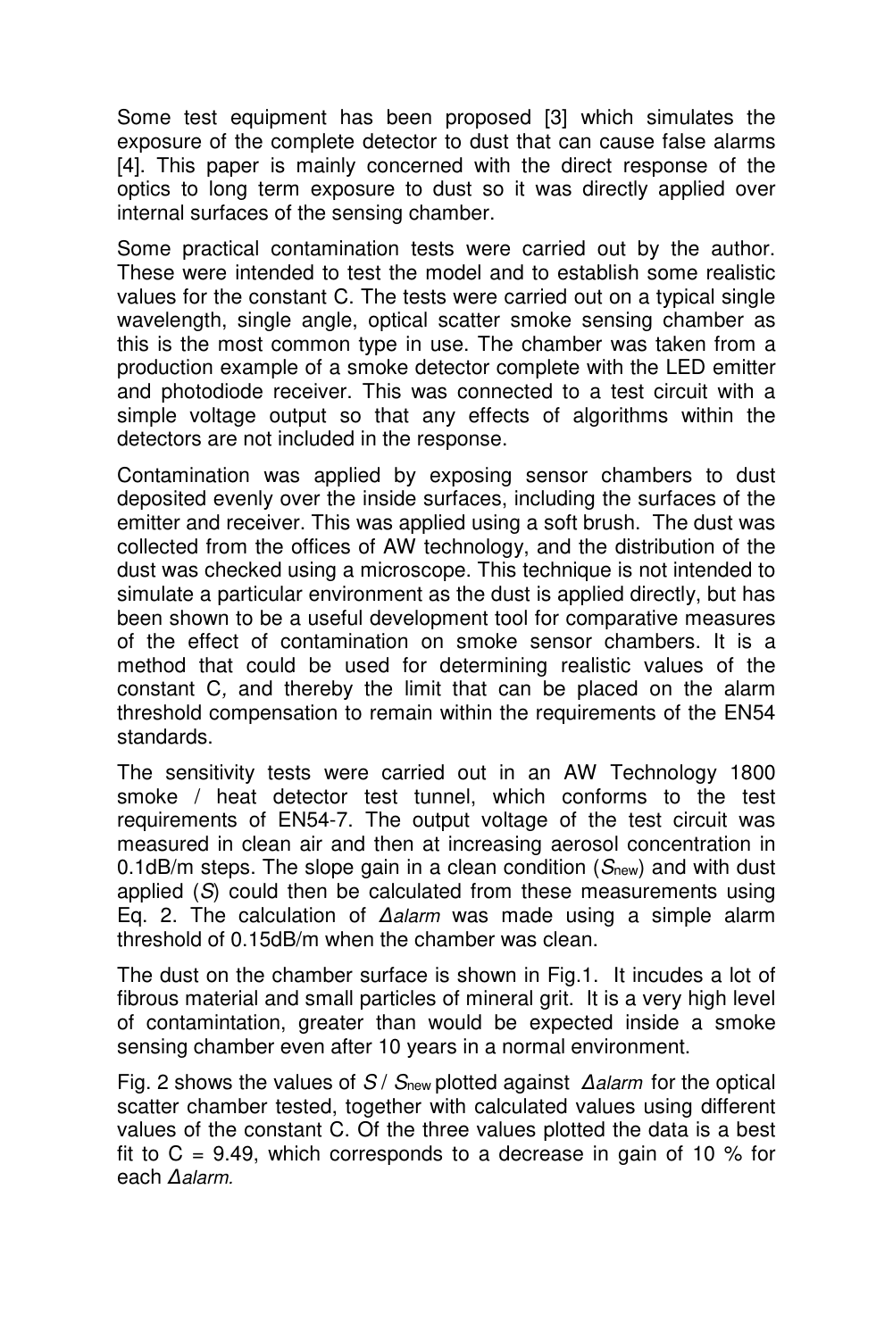Some test equipment has been proposed [3] which simulates the exposure of the complete detector to dust that can cause false alarms [4]. This paper is mainly concerned with the direct response of the optics to long term exposure to dust so it was directly applied over internal surfaces of the sensing chamber.

Some practical contamination tests were carried out by the author. These were intended to test the model and to establish some realistic values for the constant C. The tests were carried out on a typical single wavelength, single angle, optical scatter smoke sensing chamber as this is the most common type in use. The chamber was taken from a production example of a smoke detector complete with the LED emitter and photodiode receiver. This was connected to a test circuit with a simple voltage output so that any effects of algorithms within the detectors are not included in the response.

Contamination was applied by exposing sensor chambers to dust deposited evenly over the inside surfaces, including the surfaces of the emitter and receiver. This was applied using a soft brush. The dust was collected from the offices of AW technology, and the distribution of the dust was checked using a microscope. This technique is not intended to simulate a particular environment as the dust is applied directly, but has been shown to be a useful development tool for comparative measures of the effect of contamination on smoke sensor chambers. It is a method that could be used for determining realistic values of the constant C, and thereby the limit that can be placed on the alarm threshold compensation to remain within the requirements of the EN54 standards.

The sensitivity tests were carried out in an AW Technology 1800 smoke / heat detector test tunnel, which conforms to the test requirements of EN54-7. The output voltage of the test circuit was measured in clean air and then at increasing aerosol concentration in 0.1dB/m steps. The slope gain in a clean condition ($S_{new}$) and with dust applied ($S$) could then be calculated from these measurements using Eq. 2. The calculation of $\Delta alarm$ was made using a simple alarm threshold of 0.15dB/m when the chamber was clean.

The dust on the chamber surface is shown in Fig.1. It incudes a lot of fibrous material and small particles of mineral grit. It is a very high level of contamintation, greater than would be expected inside a smoke sensing chamber even after 10 years in a normal environment.

Fig. 2 shows the values of $S / S_{new}$ plotted against $\Delta alarm$ for the optical scatter chamber tested, together with calculated values using different values of the constant C. Of the three values plotted the data is a best fit to C = 9.49, which corresponds to a decrease in gain of 10 % for each $\Delta alarm$.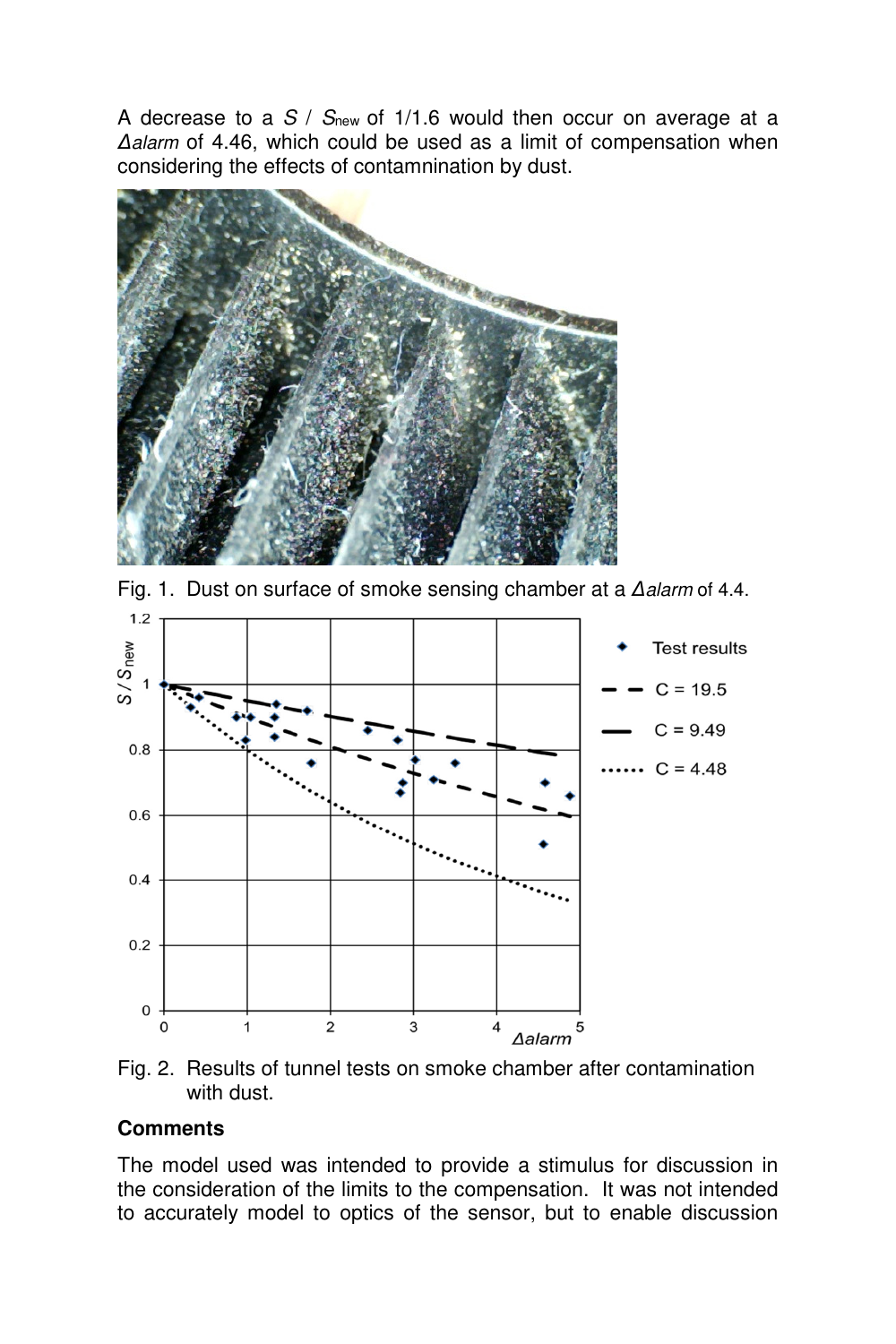A decrease to a $S$ / $S_{new}$ of 1/1.6 would then occur on average at a $\Delta alarm$ of 4.46, which could be used as a limit of compensation when considering the effects of contamnination by dust.

Fig. 1. Dust on surface of smoke sensing chamber at a $\Delta alarm$ of 4.4.

Fig. 2. Results of tunnel tests on smoke chamber after contamination with dust.

**Comments**

The model used was intended to provide a stimulus for discussion in the consideration of the limits to the compensation. It was not intended to accurately model to optics of the sensor, but to enable discussion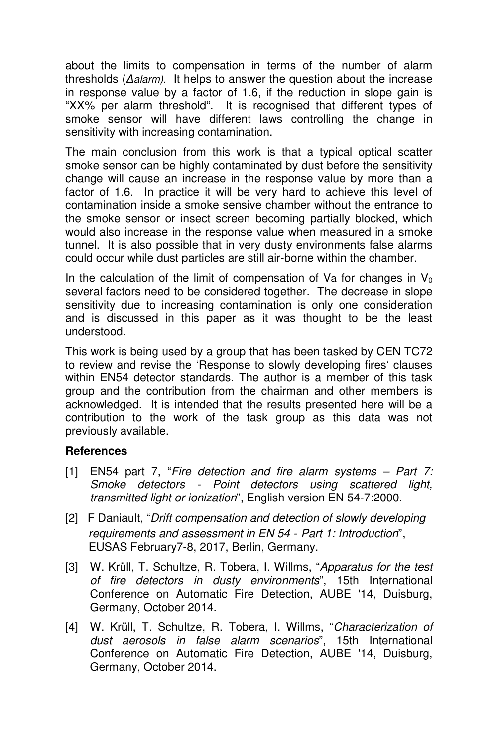about the limits to compensation in terms of the number of alarm thresholds (*Δalarm).* It helps to answer the question about the increase in response value by a factor of 1.6, if the reduction in slope gain is "XX% per alarm threshold". It is recognised that different types of smoke sensor will have different laws controlling the change in sensitivity with increasing contamination.

The main conclusion from this work is that a typical optical scatter smoke sensor can be highly contaminated by dust before the sensitivity change will cause an increase in the response value by more than a factor of 1.6. In practice it will be very hard to achieve this level of contamination inside a smoke sensive chamber without the entrance to the smoke sensor or insect screen becoming partially blocked, which would also increase in the response value when measured in a smoke tunnel. It is also possible that in very dusty environments false alarms could occur while dust particles are still air-borne within the chamber.

In the calculation of the limit of compensation of $V_a$ for changes in $V_0$ several factors need to be considered together. The decrease in slope sensitivity due to increasing contamination is only one consideration and is discussed in this paper as it was thought to be the least understood.

This work is being used by a group that has been tasked by CEN TC72 to review and revise the 'Response to slowly developing fires' clauses within EN54 detector standards. The author is a member of this task group and the contribution from the chairman and other members is acknowledged. It is intended that the results presented here will be a contribution to the work of the task group as this data was not previously available.

**References**

[1] EN54 part 7, "*Fire detection and fire alarm systems – Part 7: Smoke detectors - Point detectors using scattered light, transmitted light or ionization*", English version EN 54-7:2000.

[2] F Daniault, "*Drift compensation and detection of slowly developing requirements and assessment in EN 54 - Part 1: Introduction*", EUSAS February7-8, 2017, Berlin, Germany.

[3] W. Krüll, T. Schultze, R. Tobera, I. Willms, "*Apparatus for the test of fire detectors in dusty environments*", 15th International Conference on Automatic Fire Detection, AUBE '14, Duisburg, Germany, October 2014.

[4] W. Krüll, T. Schultze, R. Tobera, I. Willms, "*Characterization of dust aerosols in false alarm scenarios*", 15th International Conference on Automatic Fire Detection, AUBE '14, Duisburg, Germany, October 2014.